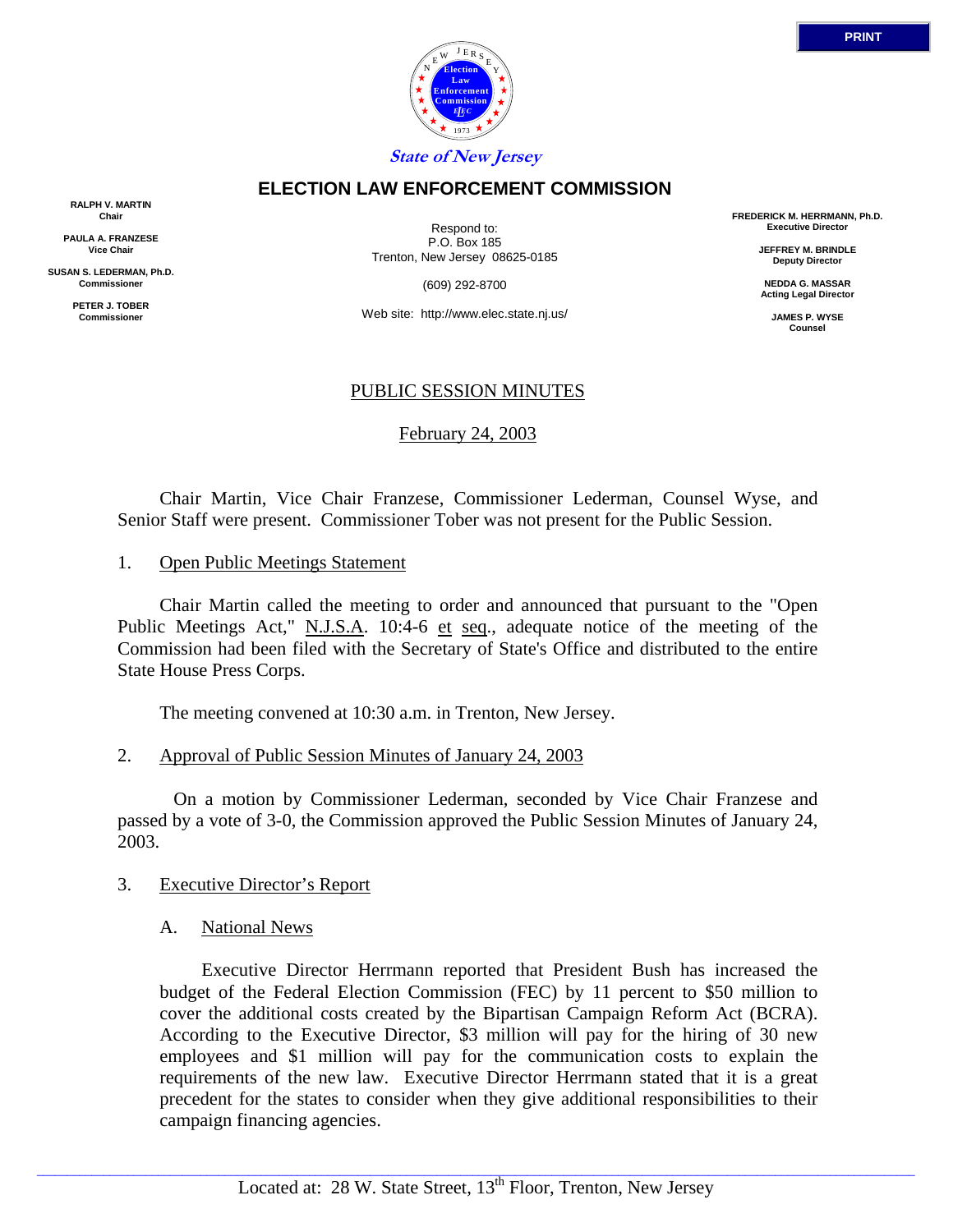State of New Jersey

# ELECTION LAW ENFORCEMENT COMMISSION

**RALPH V. MARTIN**
Chair

**PAULA A. FRANZESE**
Vice Chair

**SUSAN S. LEDERMAN, Ph.D.**
Commissioner

**PETER J. TOBER**
Commissioner

Respond to:
P.O. Box 185
Trenton, New Jersey 08625-0185

(609) 292-8700

Web site: http://www.elec.state.nj.us/

**FREDERICK M. HERRMANN, Ph.D.**
Executive Director

**JEFFREY M. BRINDLE**
Deputy Director

**NEDDA G. MASSAR**
Acting Legal Director

**JAMES P. WYSE**
Counsel

## PUBLIC SESSION MINUTES

February 24, 2003

Chair Martin, Vice Chair Franzese, Commissioner Lederman, Counsel Wyse, and Senior Staff were present. Commissioner Tober was not present for the Public Session.

1. Open Public Meetings Statement

Chair Martin called the meeting to order and announced that pursuant to the "Open Public Meetings Act," N.J.S.A. 10:4-6 et seq., adequate notice of the meeting of the Commission had been filed with the Secretary of State's Office and distributed to the entire State House Press Corps.

The meeting convened at 10:30 a.m. in Trenton, New Jersey.

2. Approval of Public Session Minutes of January 24, 2003

On a motion by Commissioner Lederman, seconded by Vice Chair Franzese and passed by a vote of 3-0, the Commission approved the Public Session Minutes of January 24, 2003.

3. Executive Director's Report

A. National News

Executive Director Herrmann reported that President Bush has increased the budget of the Federal Election Commission (FEC) by 11 percent to $50 million to cover the additional costs created by the Bipartisan Campaign Reform Act (BCRA). According to the Executive Director, $3 million will pay for the hiring of 30 new employees and $1 million will pay for the communication costs to explain the requirements of the new law. Executive Director Herrmann stated that it is a great precedent for the states to consider when they give additional responsibilities to their campaign financing agencies.

Located at: 28 W. State Street, 13th Floor, Trenton, New Jersey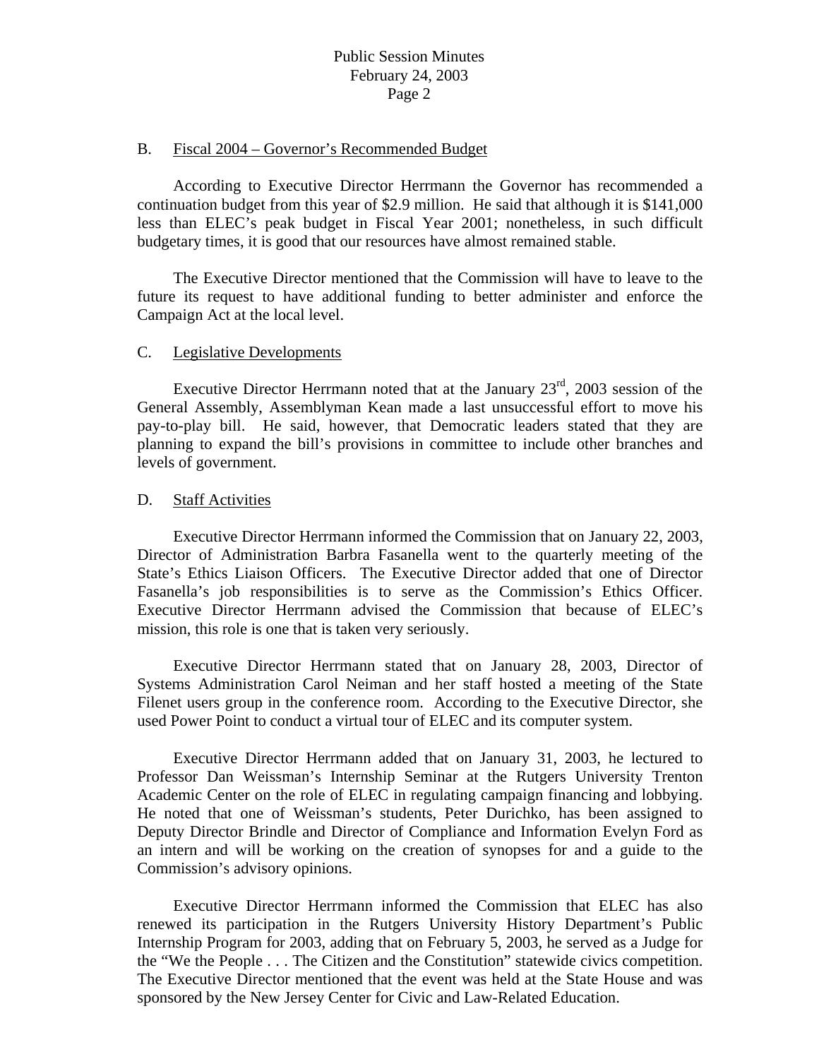B. Fiscal 2004 – Governor's Recommended Budget

According to Executive Director Herrmann the Governor has recommended a continuation budget from this year of $2.9 million. He said that although it is $141,000 less than ELEC's peak budget in Fiscal Year 2001; nonetheless, in such difficult budgetary times, it is good that our resources have almost remained stable.

The Executive Director mentioned that the Commission will have to leave to the future its request to have additional funding to better administer and enforce the Campaign Act at the local level.

C. Legislative Developments

Executive Director Herrmann noted that at the January 23rd, 2003 session of the General Assembly, Assemblyman Kean made a last unsuccessful effort to move his pay-to-play bill. He said, however, that Democratic leaders stated that they are planning to expand the bill's provisions in committee to include other branches and levels of government.

D. Staff Activities

Executive Director Herrmann informed the Commission that on January 22, 2003, Director of Administration Barbra Fasanella went to the quarterly meeting of the State's Ethics Liaison Officers. The Executive Director added that one of Director Fasanella's job responsibilities is to serve as the Commission's Ethics Officer. Executive Director Herrmann advised the Commission that because of ELEC's mission, this role is one that is taken very seriously.

Executive Director Herrmann stated that on January 28, 2003, Director of Systems Administration Carol Neiman and her staff hosted a meeting of the State Filenet users group in the conference room. According to the Executive Director, she used Power Point to conduct a virtual tour of ELEC and its computer system.

Executive Director Herrmann added that on January 31, 2003, he lectured to Professor Dan Weissman's Internship Seminar at the Rutgers University Trenton Academic Center on the role of ELEC in regulating campaign financing and lobbying. He noted that one of Weissman's students, Peter Durichko, has been assigned to Deputy Director Brindle and Director of Compliance and Information Evelyn Ford as an intern and will be working on the creation of synopses for and a guide to the Commission's advisory opinions.

Executive Director Herrmann informed the Commission that ELEC has also renewed its participation in the Rutgers University History Department's Public Internship Program for 2003, adding that on February 5, 2003, he served as a Judge for the "We the People . . . The Citizen and the Constitution" statewide civics competition. The Executive Director mentioned that the event was held at the State House and was sponsored by the New Jersey Center for Civic and Law-Related Education.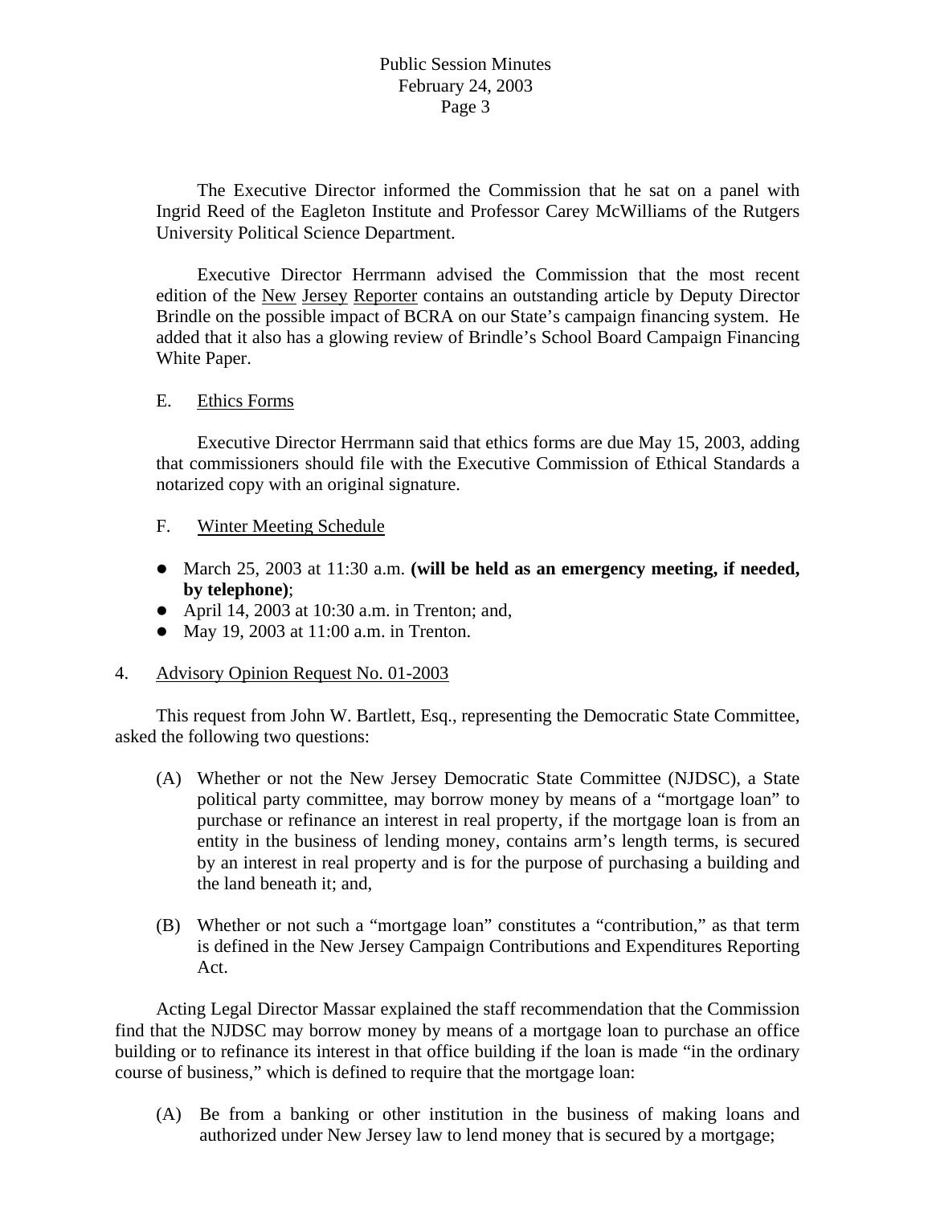The Executive Director informed the Commission that he sat on a panel with Ingrid Reed of the Eagleton Institute and Professor Carey McWilliams of the Rutgers University Political Science Department.

Executive Director Herrmann advised the Commission that the most recent edition of the New Jersey Reporter contains an outstanding article by Deputy Director Brindle on the possible impact of BCRA on our State's campaign financing system. He added that it also has a glowing review of Brindle's School Board Campaign Financing White Paper.

E. Ethics Forms

Executive Director Herrmann said that ethics forms are due May 15, 2003, adding that commissioners should file with the Executive Commission of Ethical Standards a notarized copy with an original signature.

F. Winter Meeting Schedule

- March 25, 2003 at 11:30 a.m. **(will be held as an emergency meeting, if needed, by telephone)**;
- April 14, 2003 at 10:30 a.m. in Trenton; and,
- May 19, 2003 at 11:00 a.m. in Trenton.

4. Advisory Opinion Request No. 01-2003

This request from John W. Bartlett, Esq., representing the Democratic State Committee, asked the following two questions:

(A) Whether or not the New Jersey Democratic State Committee (NJDSC), a State political party committee, may borrow money by means of a "mortgage loan" to purchase or refinance an interest in real property, if the mortgage loan is from an entity in the business of lending money, contains arm's length terms, is secured by an interest in real property and is for the purpose of purchasing a building and the land beneath it; and,

(B) Whether or not such a "mortgage loan" constitutes a "contribution," as that term is defined in the New Jersey Campaign Contributions and Expenditures Reporting Act.

Acting Legal Director Massar explained the staff recommendation that the Commission find that the NJDSC may borrow money by means of a mortgage loan to purchase an office building or to refinance its interest in that office building if the loan is made "in the ordinary course of business," which is defined to require that the mortgage loan:

(A) Be from a banking or other institution in the business of making loans and authorized under New Jersey law to lend money that is secured by a mortgage;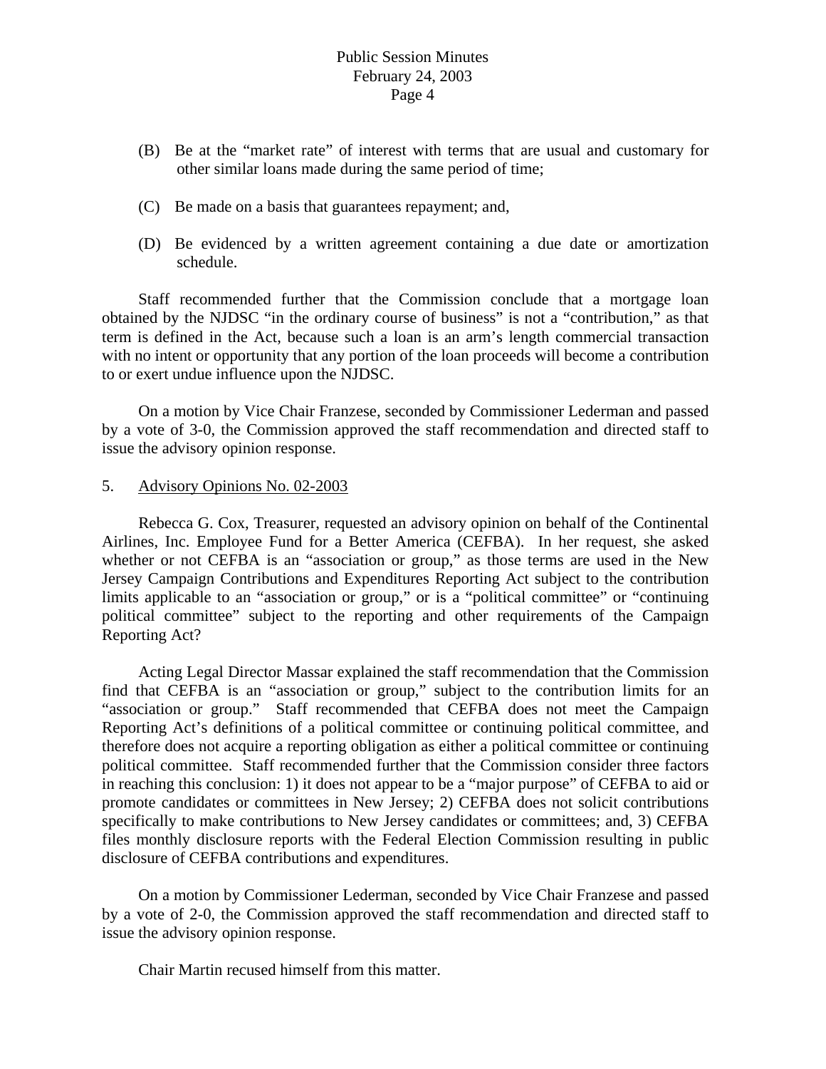(B) Be at the "market rate" of interest with terms that are usual and customary for other similar loans made during the same period of time;

(C) Be made on a basis that guarantees repayment; and,

(D) Be evidenced by a written agreement containing a due date or amortization schedule.

Staff recommended further that the Commission conclude that a mortgage loan obtained by the NJDSC "in the ordinary course of business" is not a "contribution," as that term is defined in the Act, because such a loan is an arm's length commercial transaction with no intent or opportunity that any portion of the loan proceeds will become a contribution to or exert undue influence upon the NJDSC.

On a motion by Vice Chair Franzese, seconded by Commissioner Lederman and passed by a vote of 3-0, the Commission approved the staff recommendation and directed staff to issue the advisory opinion response.

5. Advisory Opinions No. 02-2003

Rebecca G. Cox, Treasurer, requested an advisory opinion on behalf of the Continental Airlines, Inc. Employee Fund for a Better America (CEFBA). In her request, she asked whether or not CEFBA is an "association or group," as those terms are used in the New Jersey Campaign Contributions and Expenditures Reporting Act subject to the contribution limits applicable to an "association or group," or is a "political committee" or "continuing political committee" subject to the reporting and other requirements of the Campaign Reporting Act?

Acting Legal Director Massar explained the staff recommendation that the Commission find that CEFBA is an "association or group," subject to the contribution limits for an "association or group." Staff recommended that CEFBA does not meet the Campaign Reporting Act's definitions of a political committee or continuing political committee, and therefore does not acquire a reporting obligation as either a political committee or continuing political committee. Staff recommended further that the Commission consider three factors in reaching this conclusion: 1) it does not appear to be a "major purpose" of CEFBA to aid or promote candidates or committees in New Jersey; 2) CEFBA does not solicit contributions specifically to make contributions to New Jersey candidates or committees; and, 3) CEFBA files monthly disclosure reports with the Federal Election Commission resulting in public disclosure of CEFBA contributions and expenditures.

On a motion by Commissioner Lederman, seconded by Vice Chair Franzese and passed by a vote of 2-0, the Commission approved the staff recommendation and directed staff to issue the advisory opinion response.

Chair Martin recused himself from this matter.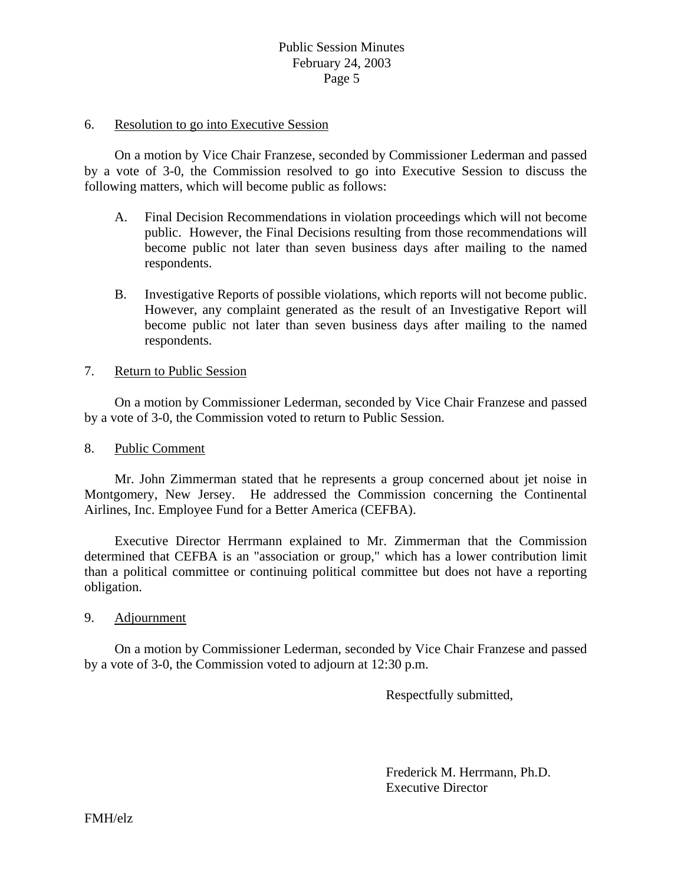6. Resolution to go into Executive Session

On a motion by Vice Chair Franzese, seconded by Commissioner Lederman and passed by a vote of 3-0, the Commission resolved to go into Executive Session to discuss the following matters, which will become public as follows:

A. Final Decision Recommendations in violation proceedings which will not become public. However, the Final Decisions resulting from those recommendations will become public not later than seven business days after mailing to the named respondents.

B. Investigative Reports of possible violations, which reports will not become public. However, any complaint generated as the result of an Investigative Report will become public not later than seven business days after mailing to the named respondents.

7. Return to Public Session

On a motion by Commissioner Lederman, seconded by Vice Chair Franzese and passed by a vote of 3-0, the Commission voted to return to Public Session.

8. Public Comment

Mr. John Zimmerman stated that he represents a group concerned about jet noise in Montgomery, New Jersey. He addressed the Commission concerning the Continental Airlines, Inc. Employee Fund for a Better America (CEFBA).

Executive Director Herrmann explained to Mr. Zimmerman that the Commission determined that CEFBA is an "association or group," which has a lower contribution limit than a political committee or continuing political committee but does not have a reporting obligation.

9. Adjournment

On a motion by Commissioner Lederman, seconded by Vice Chair Franzese and passed by a vote of 3-0, the Commission voted to adjourn at 12:30 p.m.

Respectfully submitted,

Frederick M. Herrmann, Ph.D.
Executive Director

FMH/elz